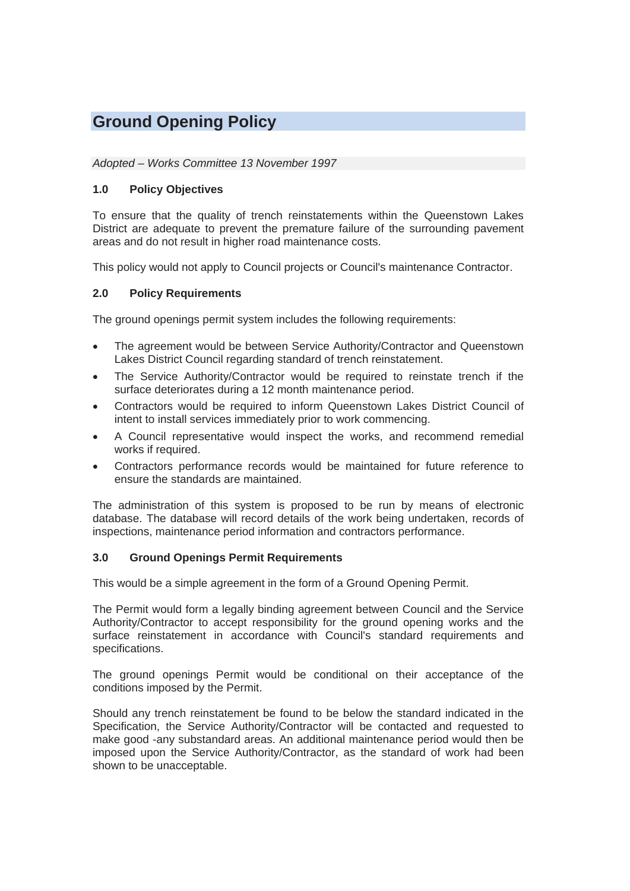# Ground Opening Policy

*Adopted – Works Committee 13 November 1997*

### 1.0 Policy Objectives

To ensure that the quality of trench reinstatements within the Queenstown Lakes District are adequate to prevent the premature failure of the surrounding pavement areas and do not result in higher road maintenance costs.

This policy would not apply to Council projects or Council's maintenance Contractor.

### 2.0 Policy Requirements

The ground openings permit system includes the following requirements:

- The agreement would be between Service Authority/Contractor and Queenstown Lakes District Council regarding standard of trench reinstatement.
- The Service Authority/Contractor would be required to reinstate trench if the surface deteriorates during a 12 month maintenance period.
- Contractors would be required to inform Queenstown Lakes District Council of intent to install services immediately prior to work commencing.
- A Council representative would inspect the works, and recommend remedial works if required.
- Contractors performance records would be maintained for future reference to ensure the standards are maintained.

The administration of this system is proposed to be run by means of electronic database. The database will record details of the work being undertaken, records of inspections, maintenance period information and contractors performance.

### 3.0 Ground Openings Permit Requirements

This would be a simple agreement in the form of a Ground Opening Permit.

The Permit would form a legally binding agreement between Council and the Service Authority/Contractor to accept responsibility for the ground opening works and the surface reinstatement in accordance with Council's standard requirements and specifications.

The ground openings Permit would be conditional on their acceptance of the conditions imposed by the Permit.

Should any trench reinstatement be found to be below the standard indicated in the Specification, the Service Authority/Contractor will be contacted and requested to make good -any substandard areas. An additional maintenance period would then be imposed upon the Service Authority/Contractor, as the standard of work had been shown to be unacceptable.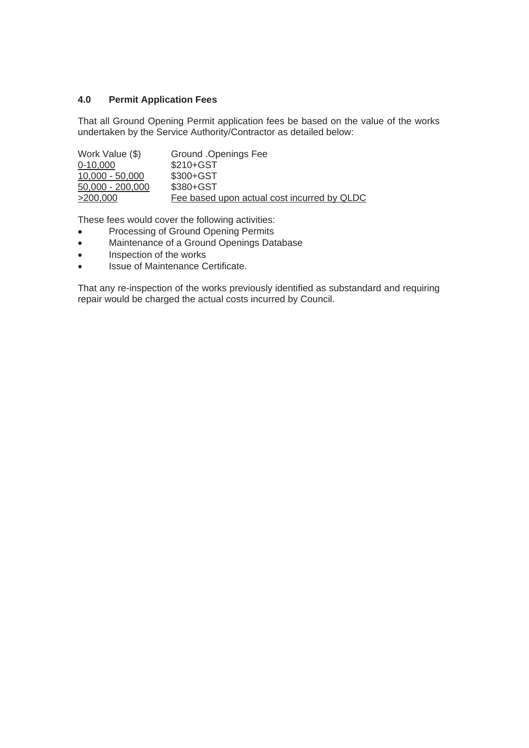## 4.0 Permit Application Fees

That all Ground Opening Permit application fees be based on the value of the works undertaken by the Service Authority/Contractor as detailed below:

| Work Value ($) | Ground .Openings Fee |
|---|---|
| 0-10,000 | $210+GST |
| 10,000 - 50,000 | $300+GST |
| 50,000 - 200,000 | $380+GST |
| >200,000 | Fee based upon actual cost incurred by QLDC |

These fees would cover the following activities:

- Processing of Ground Opening Permits
- Maintenance of a Ground Openings Database
- Inspection of the works
- Issue of Maintenance Certificate.

That any re-inspection of the works previously identified as substandard and requiring repair would be charged the actual costs incurred by Council.